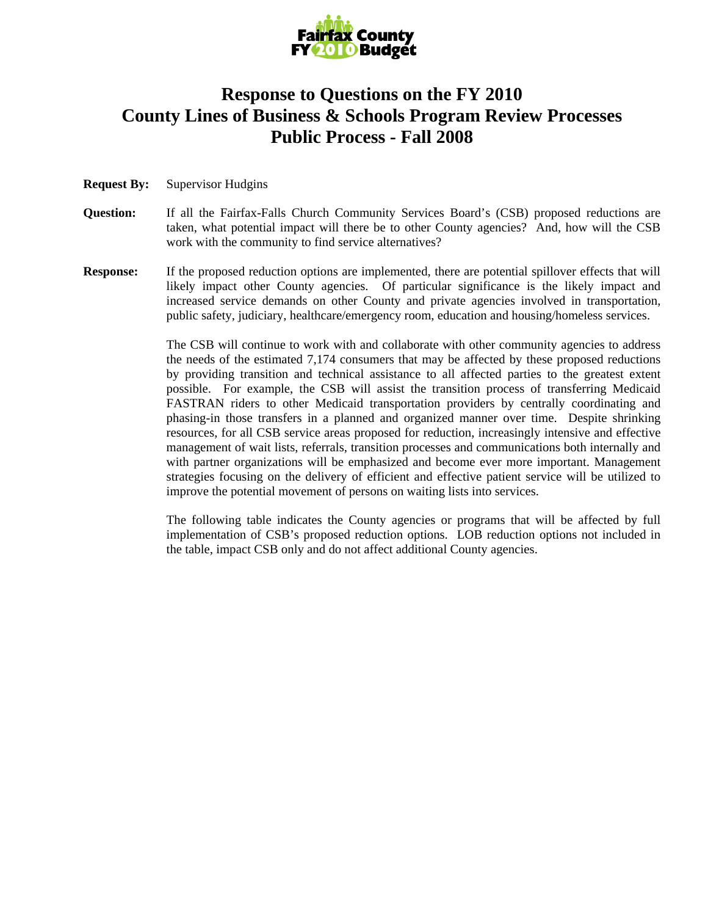# Response to Questions on the FY 2010 County Lines of Business & Schools Program Review Processes Public Process - Fall 2008

**Request By:** Supervisor Hudgins

**Question:** If all the Fairfax-Falls Church Community Services Board's (CSB) proposed reductions are taken, what potential impact will there be to other County agencies? And, how will the CSB work with the community to find service alternatives?

**Response:** If the proposed reduction options are implemented, there are potential spillover effects that will likely impact other County agencies. Of particular significance is the likely impact and increased service demands on other County and private agencies involved in transportation, public safety, judiciary, healthcare/emergency room, education and housing/homeless services.

The CSB will continue to work with and collaborate with other community agencies to address the needs of the estimated 7,174 consumers that may be affected by these proposed reductions by providing transition and technical assistance to all affected parties to the greatest extent possible. For example, the CSB will assist the transition process of transferring Medicaid FASTRAN riders to other Medicaid transportation providers by centrally coordinating and phasing-in those transfers in a planned and organized manner over time. Despite shrinking resources, for all CSB service areas proposed for reduction, increasingly intensive and effective management of wait lists, referrals, transition processes and communications both internally and with partner organizations will be emphasized and become ever more important. Management strategies focusing on the delivery of efficient and effective patient service will be utilized to improve the potential movement of persons on waiting lists into services.

The following table indicates the County agencies or programs that will be affected by full implementation of CSB's proposed reduction options. LOB reduction options not included in the table, impact CSB only and do not affect additional County agencies.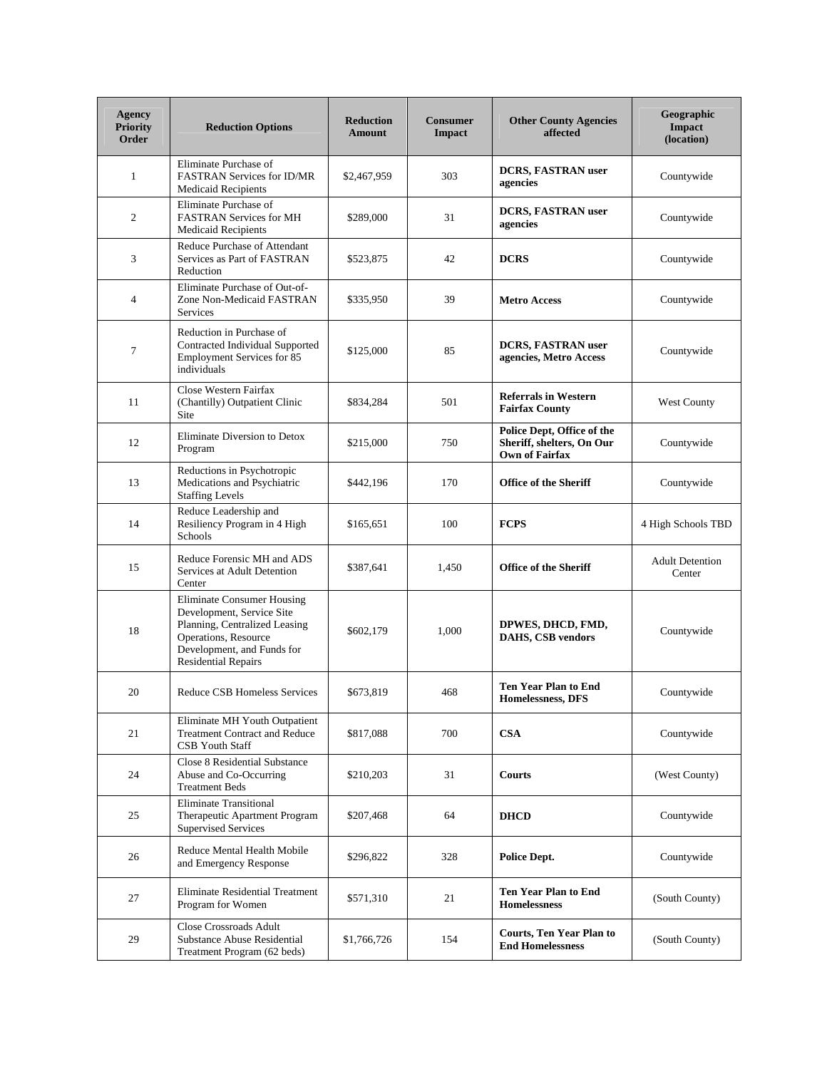| Agency Priority Order | Reduction Options | Reduction Amount | Consumer Impact | Other County Agencies affected | Geographic Impact (location) |
|---|---|---|---|---|---|
| 1 | Eliminate Purchase of FASTRAN Services for ID/MR Medicaid Recipients | $2,467,959 | 303 | **DCRS, FASTRAN user agencies** | Countywide |
| 2 | Eliminate Purchase of FASTRAN Services for MH Medicaid Recipients | $289,000 | 31 | **DCRS, FASTRAN user agencies** | Countywide |
| 3 | Reduce Purchase of Attendant Services as Part of FASTRAN Reduction | $523,875 | 42 | **DCRS** | Countywide |
| 4 | Eliminate Purchase of Out-of-Zone Non-Medicaid FASTRAN Services | $335,950 | 39 | **Metro Access** | Countywide |
| 7 | Reduction in Purchase of Contracted Individual Supported Employment Services for 85 individuals | $125,000 | 85 | **DCRS, FASTRAN user agencies, Metro Access** | Countywide |
| 11 | Close Western Fairfax (Chantilly) Outpatient Clinic Site | $834,284 | 501 | **Referrals in Western Fairfax County** | West County |
| 12 | Eliminate Diversion to Detox Program | $215,000 | 750 | **Police Dept, Office of the Sheriff, shelters, On Our Own of Fairfax** | Countywide |
| 13 | Reductions in Psychotropic Medications and Psychiatric Staffing Levels | $442,196 | 170 | **Office of the Sheriff** | Countywide |
| 14 | Reduce Leadership and Resiliency Program in 4 High Schools | $165,651 | 100 | **FCPS** | 4 High Schools TBD |
| 15 | Reduce Forensic MH and ADS Services at Adult Detention Center | $387,641 | 1,450 | **Office of the Sheriff** | Adult Detention Center |
| 18 | Eliminate Consumer Housing Development, Service Site Planning, Centralized Leasing Operations, Resource Development, and Funds for Residential Repairs | $602,179 | 1,000 | **DPWES, DHCD, FMD, DAHS, CSB vendors** | Countywide |
| 20 | Reduce CSB Homeless Services | $673,819 | 468 | **Ten Year Plan to End Homelessness, DFS** | Countywide |
| 21 | Eliminate MH Youth Outpatient Treatment Contract and Reduce CSB Youth Staff | $817,088 | 700 | **CSA** | Countywide |
| 24 | Close 8 Residential Substance Abuse and Co-Occurring Treatment Beds | $210,203 | 31 | **Courts** | (West County) |
| 25 | Eliminate Transitional Therapeutic Apartment Program Supervised Services | $207,468 | 64 | **DHCD** | Countywide |
| 26 | Reduce Mental Health Mobile and Emergency Response | $296,822 | 328 | **Police Dept.** | Countywide |
| 27 | Eliminate Residential Treatment Program for Women | $571,310 | 21 | **Ten Year Plan to End Homelessness** | (South County) |
| 29 | Close Crossroads Adult Substance Abuse Residential Treatment Program (62 beds) | $1,766,726 | 154 | **Courts, Ten Year Plan to End Homelessness** | (South County) |